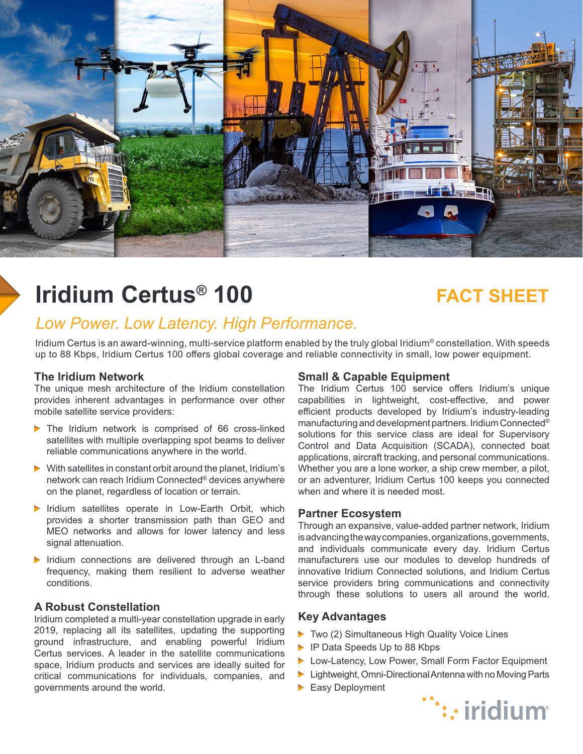# Iridium Certus® 100

**FACT SHEET**

*Low Power. Low Latency. High Performance.*

Iridium Certus is an award-winning, multi-service platform enabled by the truly global Iridium® constellation. With speeds up to 88 Kbps, Iridium Certus 100 offers global coverage and reliable connectivity in small, low power equipment.

## The Iridium Network

The unique mesh architecture of the Iridium constellation provides inherent advantages in performance over other mobile satellite service providers:

- The Iridium network is comprised of 66 cross-linked satellites with multiple overlapping spot beams to deliver reliable communications anywhere in the world.
- With satellites in constant orbit around the planet, Iridium's network can reach Iridium Connected® devices anywhere on the planet, regardless of location or terrain.
- Iridium satellites operate in Low-Earth Orbit, which provides a shorter transmission path than GEO and MEO networks and allows for lower latency and less signal attenuation.
- Iridium connections are delivered through an L-band frequency, making them resilient to adverse weather conditions.

## A Robust Constellation

Iridium completed a multi-year constellation upgrade in early 2019, replacing all its satellites, updating the supporting ground infrastructure, and enabling powerful Iridium Certus services. A leader in the satellite communications space, Iridium products and services are ideally suited for critical communications for individuals, companies, and governments around the world.

## Small & Capable Equipment

The Iridium Certus 100 service offers Iridium's unique capabilities in lightweight, cost-effective, and power efficient products developed by Iridium's industry-leading manufacturing and development partners. Iridium Connected® solutions for this service class are ideal for Supervisory Control and Data Acquisition (SCADA), connected boat applications, aircraft tracking, and personal communications. Whether you are a lone worker, a ship crew member, a pilot, or an adventurer, Iridium Certus 100 keeps you connected when and where it is needed most.

## Partner Ecosystem

Through an expansive, value-added partner network, Iridium is advancing the way companies, organizations, governments, and individuals communicate every day. Iridium Certus manufacturers use our modules to develop hundreds of innovative Iridium Connected solutions, and Iridium Certus service providers bring communications and connectivity through these solutions to users all around the world.

## Key Advantages

- Two (2) Simultaneous High Quality Voice Lines
- IP Data Speeds Up to 88 Kbps
- Low-Latency, Low Power, Small Form Factor Equipment
- Lightweight, Omni-Directional Antenna with no Moving Parts
- Easy Deployment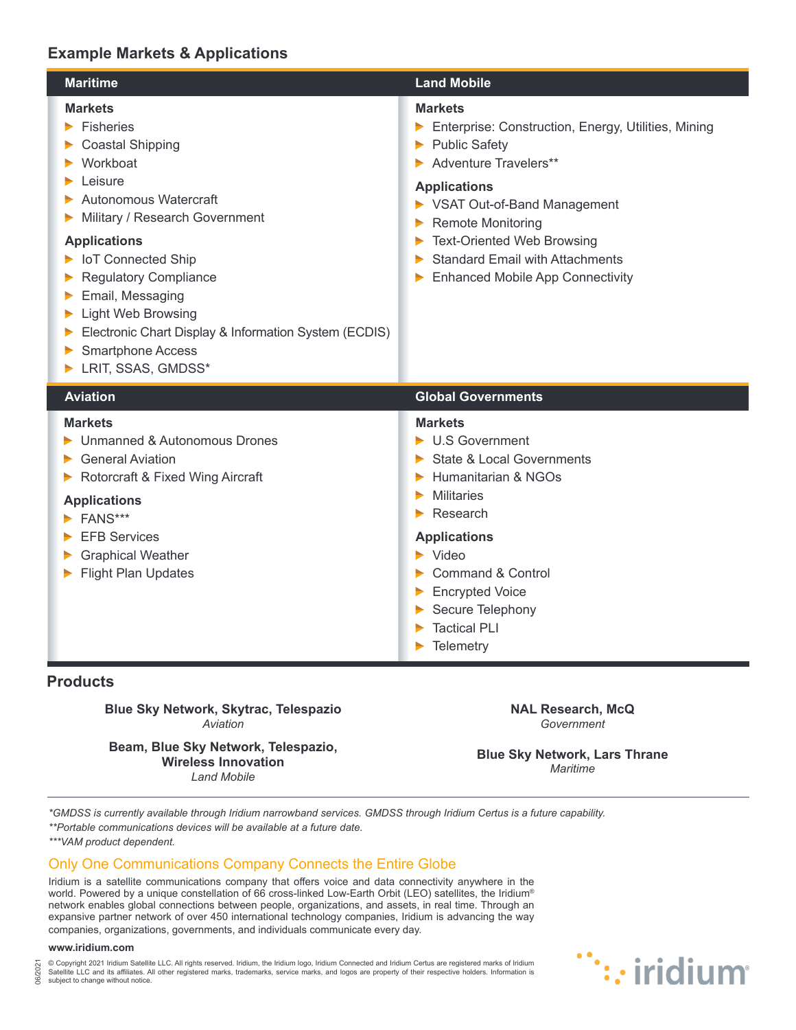## Example Markets & Applications

### Maritime

**Markets**

- Fisheries
- Coastal Shipping
- Workboat
- Leisure
- Autonomous Watercraft
- Military / Research Government

**Applications**

- IoT Connected Ship
- Regulatory Compliance
- Email, Messaging
- Light Web Browsing
- Electronic Chart Display & Information System (ECDIS)
- Smartphone Access
- LRIT, SSAS, GMDSS*

### Land Mobile

**Markets**

- Enterprise: Construction, Energy, Utilities, Mining
- Public Safety
- Adventure Travelers**

**Applications**

- VSAT Out-of-Band Management
- Remote Monitoring
- Text-Oriented Web Browsing
- Standard Email with Attachments
- Enhanced Mobile App Connectivity

### Aviation

**Markets**

- Unmanned & Autonomous Drones
- General Aviation
- Rotorcraft & Fixed Wing Aircraft

**Applications**

- FANS***
- EFB Services
- Graphical Weather
- Flight Plan Updates

### Global Governments

**Markets**

- U.S Government
- State & Local Governments
- Humanitarian & NGOs
- Militaries
- Research

**Applications**

- Video
- Command & Control
- Encrypted Voice
- Secure Telephony
- Tactical PLI
- Telemetry

## Products

**Blue Sky Network, Skytrac, Telespazio**
*Aviation*

**Beam, Blue Sky Network, Telespazio, Wireless Innovation**
*Land Mobile*

**NAL Research, McQ**
*Government*

**Blue Sky Network, Lars Thrane**
*Maritime*

*\*GMDSS is currently available through Iridium narrowband services. GMDSS through Iridium Certus is a future capability.*

*\*\*Portable communications devices will be available at a future date.*

*\*\*\*VAM product dependent.*

## Only One Communications Company Connects the Entire Globe

Iridium is a satellite communications company that offers voice and data connectivity anywhere in the world. Powered by a unique constellation of 66 cross-linked Low-Earth Orbit (LEO) satellites, the Iridium® network enables global connections between people, organizations, and assets, in real time. Through an expansive partner network of over 450 international technology companies, Iridium is advancing the way companies, organizations, governments, and individuals communicate every day.

**www.iridium.com**

06/2021

© Copyright 2021 Iridium Satellite LLC. All rights reserved. Iridium, the Iridium logo, Iridium Connected and Iridium Certus are registered marks of Iridium Satellite LLC and its affiliates. All other registered marks, trademarks, service marks, and logos are property of their respective holders. Information is subject to change without notice.

iridium®